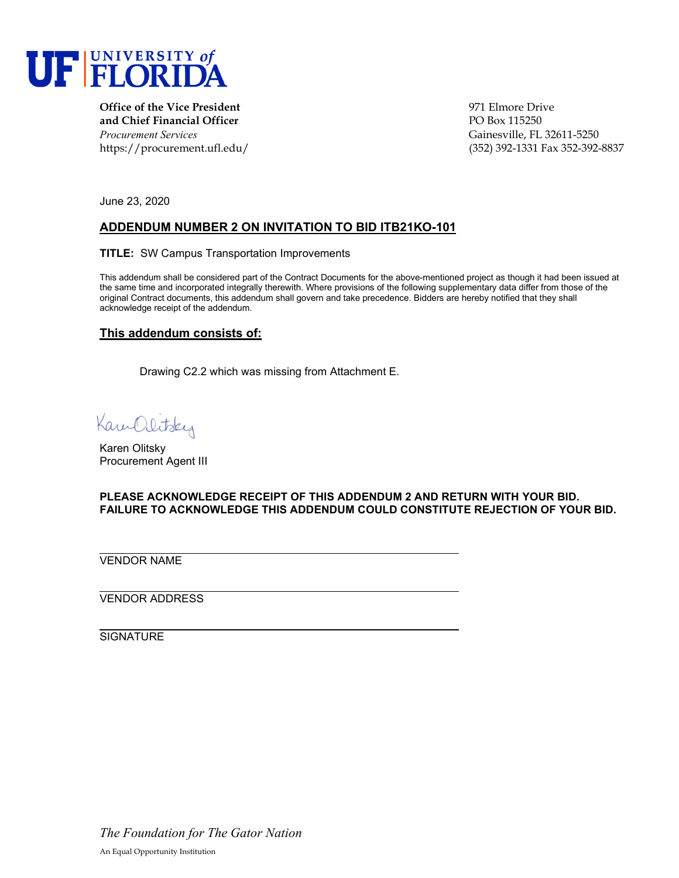# UF UNIVERSITY of FLORIDA

**Office of the Vice President**
**and Chief Financial Officer**
*Procurement Services*
https://procurement.ufl.edu/

971 Elmore Drive
PO Box 115250
Gainesville, FL 32611-5250
(352) 392-1331 Fax 352-392-8837

June 23, 2020

## ADDENDUM NUMBER 2 ON INVITATION TO BID ITB21KO-101

**TITLE:** SW Campus Transportation Improvements

This addendum shall be considered part of the Contract Documents for the above-mentioned project as though it had been issued at the same time and incorporated integrally therewith. Where provisions of the following supplementary data differ from those of the original Contract documents, this addendum shall govern and take precedence. Bidders are hereby notified that they shall acknowledge receipt of the addendum.

### This addendum consists of:

Drawing C2.2 which was missing from Attachment E.

Karen Olitsky
Procurement Agent III

**PLEASE ACKNOWLEDGE RECEIPT OF THIS ADDENDUM 2 AND RETURN WITH YOUR BID. FAILURE TO ACKNOWLEDGE THIS ADDENDUM COULD CONSTITUTE REJECTION OF YOUR BID.**

VENDOR NAME

VENDOR ADDRESS

SIGNATURE

*The Foundation for The Gator Nation*

An Equal Opportunity Institution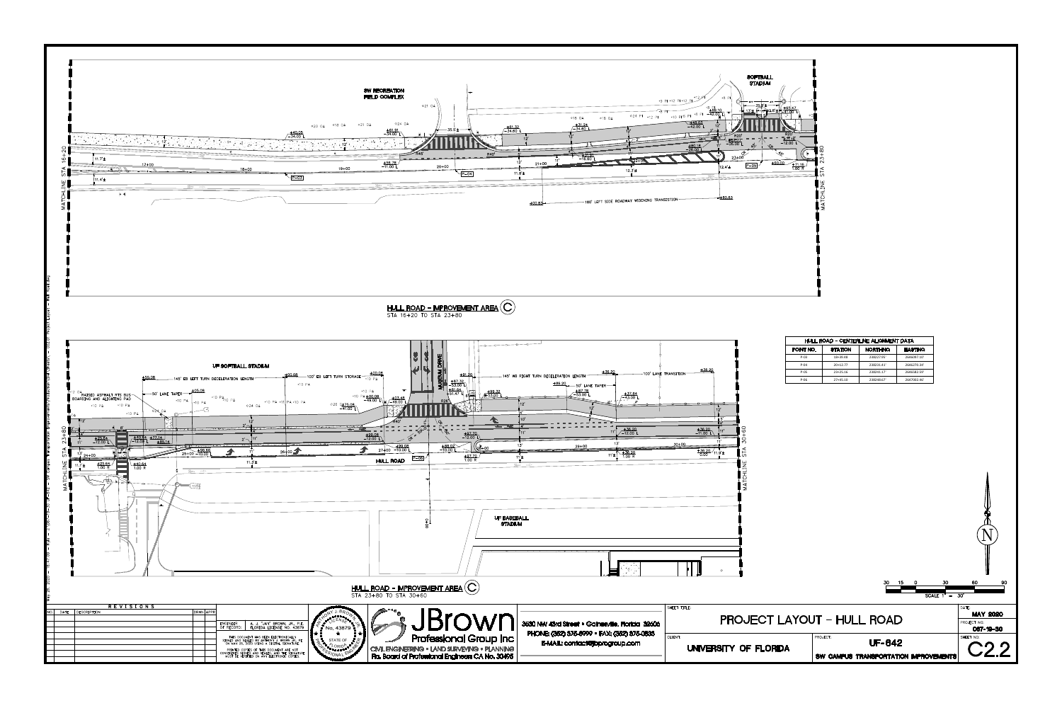SW RECREATION FIELD COMPLEX

SOFTBALL STADIUM

160' LEFT SIDE ROADWAY WIDENING TRANSITION

MATCHLINE STA 16+20

MATCHLINE STA 23+80

## HULL ROAD - IMPROVEMENT AREA (C)

STA 16+20 TO STA 23+80

UF SOFTBALL STADIUM

MUSEUM DRIVE

RAISED ASPHALT RTS BUS BOARDING AND ALIGHTING PAD

50' LANE TAPER

145' EB LEFT TURN DECELERATION LENGTH

100' EB LEFT TURN STORAGE

145' WB RIGHT TURN DECELERATION LENGTH

50' LANE TAPER

100' LANE TRANSITION

HULL ROAD

UF BASEBALL STADIUM

MATCHLINE STA 23+80

MATCHLINE STA 30+60

## HULL ROAD - IMPROVEMENT AREA (C)

STA 23+80 TO STA 30+60

**HULL ROAD - CENTERLINE ALIGNMENT DATA**

| POINT NO. | STATION | NORTHING | EASTING |
|---|---|---|---|
| P-03 | 18+49.48 | 238227.95' | 2646097.07' |
| P-04 | 20+12.77 | 238231.41' | 2646270.36' |
| P-05 | 23+25.16 | 238241.17' | 2646582.97' |
| P-06 | 27+45.18 | 238249.67' | 2647002.90' |

SCALE 1" = 30'

30 15 0 30 60 90

| REVISIONS | | | | |
|---|---|---|---|---|
| NO. | DATE | DESCRIPTION | DRWN | APPR |

ENGINEER OF RECORD: A. J. "JAY" BROWN, JR., P.E. FLORIDA LICENSE NO. 43879

THIS DOCUMENT HAS BEEN ELECTRONICALLY SIGNED AND SEALED BY ANTHONY J. BROWN JR., P.E. ON MAY 26, 2020 USING A DIGITAL SIGNATURE.

PRINTED COPIES OF THIS DOCUMENT ARE NOT CONSIDERED SIGNED AND SEALED, AND THE SIGNATURE MUST BE VERIFIED ON ANY ELECTRONIC COPIES.

JBrown Professional Group Inc

CIVIL ENGINEERING • LAND SURVEYING • PLANNING

Fla. Board of Professional Engineers CA No. 30495

3530 NW 43rd Street • Gainesville, Florida 32606

PHONE: (352) 375-8999 • FAX: (352) 375-0833

E-MAIL: contact@jbprogroup.com

SHEET TITLE: PROJECT LAYOUT - HULL ROAD

CLIENT: UNIVERSITY OF FLORIDA

PROJECT: UF-642

SW CAMPUS TRANSPORTATION IMPROVEMENTS

DATE: MAY 2020

PROJECT NO.: 087-19-30

SHEET NO.: C2.2